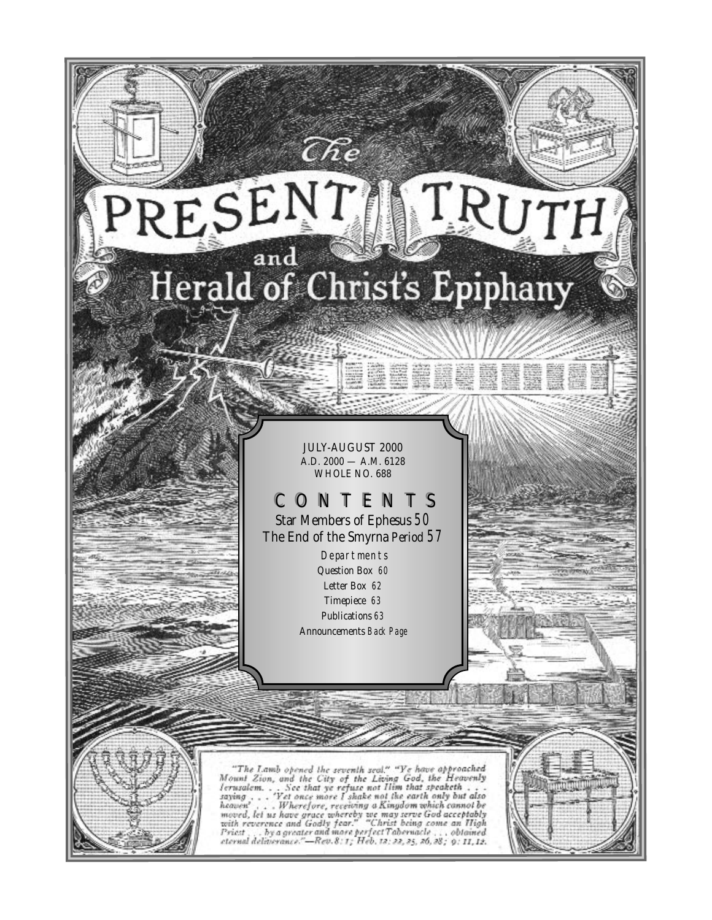# The PRESENT TRUTH and Herald of Christ's Epiphany

JULY-AUGUST 2000
A.D. 2000 — A.M. 6128
WHOLE NO. 688

## CONTENTS

Star Members of Ephesus 50
The End of the Smyrna Period 57

Departments

Question Box 60
Letter Box 62
Timepiece 63
Publications 63
Announcements Back Page

"The Lamb opened the seventh seal." "Ye have approached Mount Zion, and the City of the Living God, the Heavenly Jerusalem. . . See that ye refuse not Him that speaketh . . . saying . . . 'Yet once more I shake not the earth only but also heaven' . . . Wherefore, receiving a Kingdom which cannot be moved, let us have grace whereby we may serve God acceptably with reverence and Godly fear." "Christ being come an High Priest . . . by a greater and more perfect Tabernacle . . . obtained eternal deliverance."—Rev. 8: 1; Heb. 12: 22, 25, 26, 28; 9: 11, 12.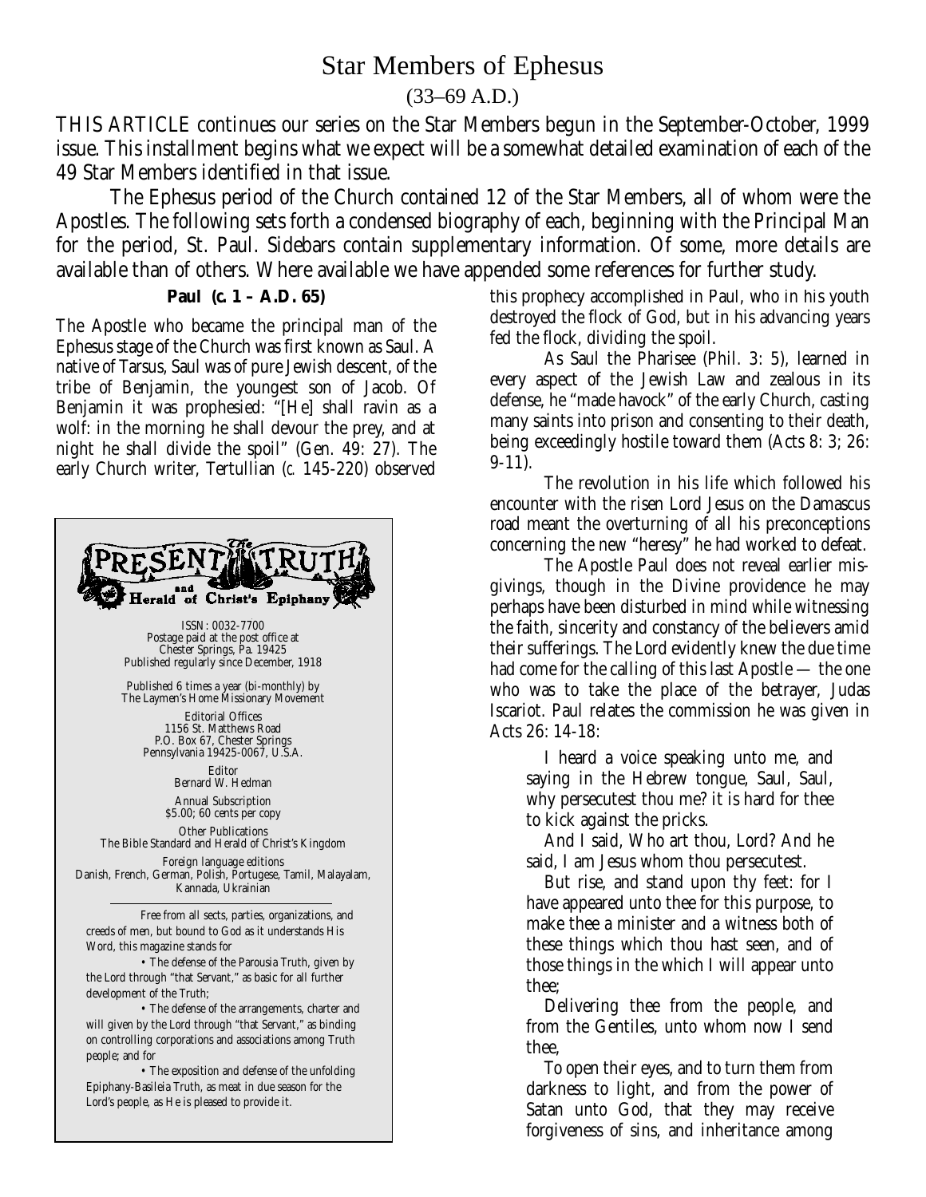# Star Members of Ephesus

(33–69 A.D.)

THIS ARTICLE continues our series on the Star Members begun in the September-October, 1999 issue. This installment begins what we expect will be a somewhat detailed examination of each of the 49 Star Members identified in that issue.

The Ephesus period of the Church contained 12 of the Star Members, all of whom were the Apostles. The following sets forth a condensed biography of each, beginning with the Principal Man for the period, St. Paul. Sidebars contain supplementary information. Of some, more details are available than of others. Where available we have appended some references for further study.

### Paul (c. 1 – A.D. 65)

The Apostle who became the principal man of the Ephesus stage of the Church was first known as Saul. A native of Tarsus, Saul was of pure Jewish descent, of the tribe of Benjamin, the youngest son of Jacob. Of Benjamin it was prophesied: "[He] shall ravin as a wolf: in the morning he shall devour the prey, and at night he shall divide the spoil" (Gen. 49: 27). The early Church writer, Tertullian (*c.* 145-220) observed this prophecy accomplished in Paul, who in his youth destroyed the flock of God, but in his advancing years fed the flock, dividing the spoil.

As Saul the Pharisee (Phil. 3: 5), learned in every aspect of the Jewish Law and zealous in its defense, he "made havock" of the early Church, casting many saints into prison and consenting to their death, being exceedingly hostile toward them (Acts 8: 3; 26: 9-11).

The revolution in his life which followed his encounter with the risen Lord Jesus on the Damascus road meant the overturning of all his preconceptions concerning the new "heresy" he had worked to defeat.

The Apostle Paul does not reveal earlier misgivings, though in the Divine providence he may perhaps have been disturbed in mind while witnessing the faith, sincerity and constancy of the believers amid their sufferings. The Lord evidently knew the due time had come for the calling of this last Apostle — the one who was to take the place of the betrayer, Judas Iscariot. Paul relates the commission he was given in Acts 26: 14-18:

> I heard a voice speaking unto me, and saying in the Hebrew tongue, Saul, Saul, why persecutest thou me? it is hard for thee to kick against the pricks.
>
> And I said, Who art thou, Lord? And he said, I am Jesus whom thou persecutest.
>
> But rise, and stand upon thy feet: for I have appeared unto thee for this purpose, to make thee a minister and a witness both of these things which thou hast seen, and of those things in the which I will appear unto thee;
>
> Delivering thee from the people, and from the Gentiles, unto whom now I send thee,
>
> To open their eyes, and to turn them from darkness to light, and from the power of Satan unto God, that they may receive forgiveness of sins, and inheritance among

---

**The PRESENT TRUTH and Herald of Christ's Epiphany**

ISSN: 0032-7700
Postage paid at the post office at
Chester Springs, Pa. 19425
Published regularly since December, 1918

Published 6 times a year (bi-monthly) by
The Laymen's Home Missionary Movement

Editorial Offices
1156 St. Matthews Road
P.O. Box 67, Chester Springs
Pennsylvania 19425-0067, U.S.A.

Editor
Bernard W. Hedman

Annual Subscription
$5.00; 60 cents per copy

Other Publications
The Bible Standard and Herald of Christ's Kingdom

Foreign language editions
Danish, French, German, Polish, Portugese, Tamil, Malayalam, Kannada, Ukrainian

Free from all sects, parties, organizations, and creeds of men, but bound to God as it understands His Word, this magazine stands for

• The defense of the Parousia Truth, given by the Lord through "that Servant," as basic for all further development of the Truth;

• The defense of the arrangements, charter and will given by the Lord through "that Servant," as binding on controlling corporations and associations among Truth people; and for

• The exposition and defense of the unfolding Epiphany-Basileia Truth, as meat in due season for the Lord's people, as He is pleased to provide it.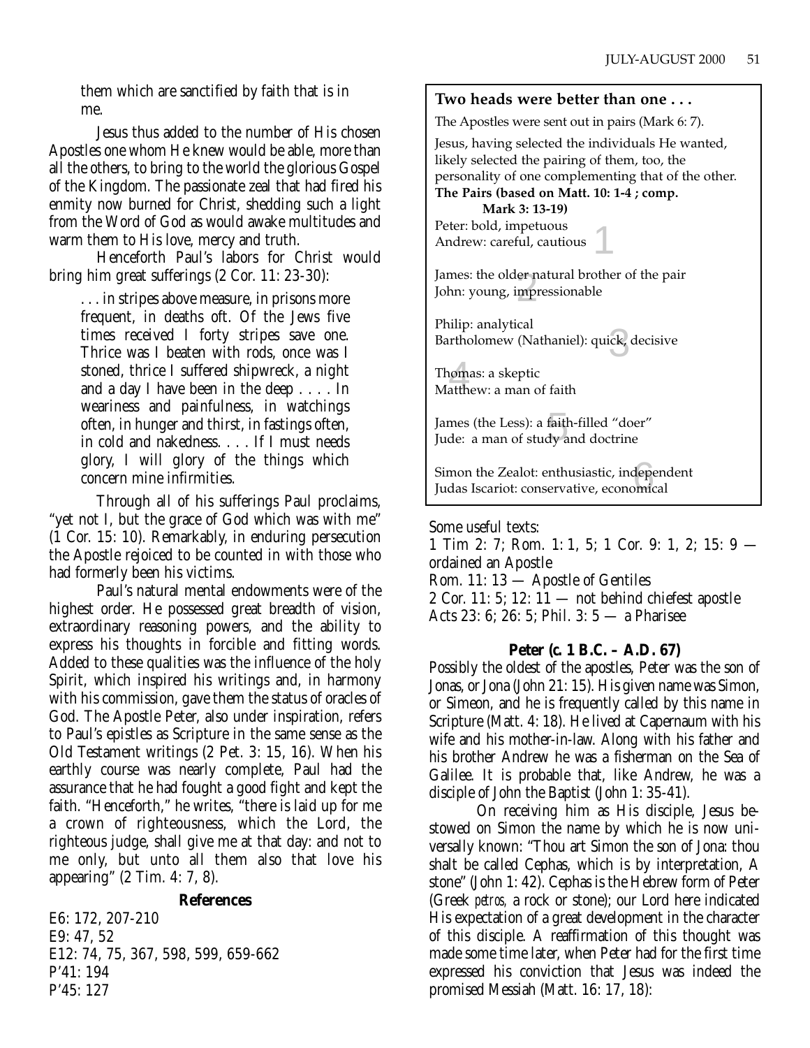them which are sanctified by faith that is in me.

Jesus thus added to the number of His chosen Apostles one whom He knew would be able, more than all the others, to bring to the world the glorious Gospel of the Kingdom. The passionate zeal that had fired his enmity now burned for Christ, shedding such a light from the Word of God as would awake multitudes and warm them to His love, mercy and truth.

Henceforth Paul's labors for Christ would bring him great sufferings (2 Cor. 11: 23-30):

> . . . in stripes above measure, in prisons more frequent, in deaths oft. Of the Jews five times received I forty stripes save one. Thrice was I beaten with rods, once was I stoned, thrice I suffered shipwreck, a night and a day I have been in the deep . . . . In weariness and painfulness, in watchings often, in hunger and thirst, in fastings often, in cold and nakedness. . . . If I must needs glory, I will glory of the things which concern mine infirmities.

Through all of his sufferings Paul proclaims, "yet not I, but the grace of God which was with me" (1 Cor. 15: 10). Remarkably, in enduring persecution the Apostle rejoiced to be counted in with those who had formerly been his victims.

Paul's natural mental endowments were of the highest order. He possessed great breadth of vision, extraordinary reasoning powers, and the ability to express his thoughts in forcible and fitting words. Added to these qualities was the influence of the holy Spirit, which inspired his writings and, in harmony with his commission, gave them the status of oracles of God. The Apostle Peter, also under inspiration, refers to Paul's epistles as Scripture in the same sense as the Old Testament writings (2 Pet. 3: 15, 16). When his earthly course was nearly complete, Paul had the assurance that he had fought a good fight and kept the faith. "Henceforth," he writes, "there is laid up for me a crown of righteousness, which the Lord, the righteous judge, shall give me at that day: and not to me only, but unto all them also that love his appearing" (2 Tim. 4: 7, 8).

**References**

E6: 172, 207-210
E9: 47, 52
E12: 74, 75, 367, 598, 599, 659-662
P'41: 194
P'45: 127

---

**Two heads were better than one . . .**

The Apostles were sent out in pairs (Mark 6: 7).

Jesus, having selected the individuals He wanted, likely selected the pairing of them, too, the personality of one complementing that of the other.

**The Pairs (based on Matt. 10: 1-4 ; comp. Mark 3: 13-19)**

1.
Peter: bold, impetuous
Andrew: careful, cautious

2.
James: the older natural brother of the pair
John: young, impressionable

3.
Philip: analytical
Bartholomew (Nathaniel): quick, decisive

4.
Thomas: a skeptic
Matthew: a man of faith

5.
James (the Less): a faith-filled "doer"
Jude: a man of study and doctrine

6.
Simon the Zealot: enthusiastic, independent
Judas Iscariot: conservative, economical

---

Some useful texts:
1 Tim 2: 7; Rom. 1: 1, 5; 1 Cor. 9: 1, 2; 15: 9 — ordained an Apostle
Rom. 11: 13 — Apostle of Gentiles
2 Cor. 11: 5; 12: 11 — not behind chiefest apostle
Acts 23: 6; 26: 5; Phil. 3: 5 — a Pharisee

**Peter (c. 1 B.C. – A.D. 67)**

Possibly the oldest of the apostles, Peter was the son of Jonas, or Jona (John 21: 15). His given name was Simon, or Simeon, and he is frequently called by this name in Scripture (Matt. 4: 18). He lived at Capernaum with his wife and his mother-in-law. Along with his father and his brother Andrew he was a fisherman on the Sea of Galilee. It is probable that, like Andrew, he was a disciple of John the Baptist (John 1: 35-41).

On receiving him as His disciple, Jesus bestowed on Simon the name by which he is now universally known: "Thou art Simon the son of Jona: thou shalt be called Cephas, which is by interpretation, A stone" (John 1: 42). Cephas is the Hebrew form of Peter (Greek *petros,* a rock or stone); our Lord here indicated His expectation of a great development in the character of this disciple. A reaffirmation of this thought was made some time later, when Peter had for the first time expressed his conviction that Jesus was indeed the promised Messiah (Matt. 16: 17, 18):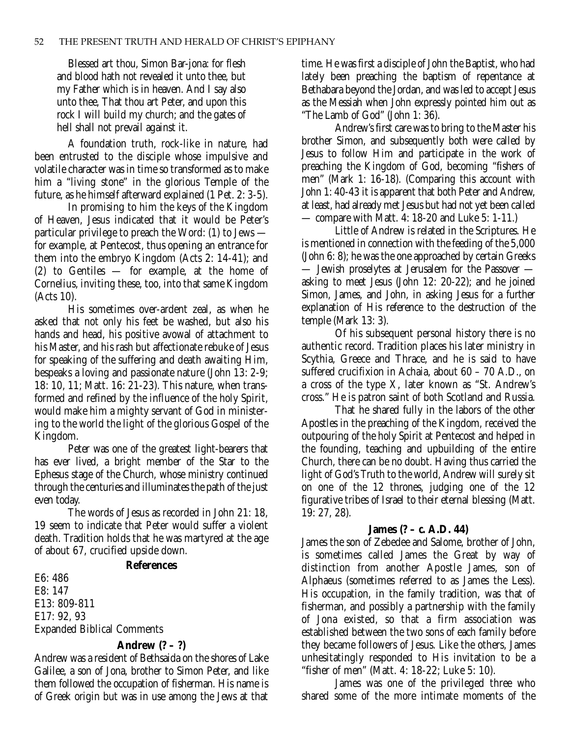Blessed art thou, Simon Bar-jona: for flesh and blood hath not revealed it unto thee, but my Father which is in heaven. And I say also unto thee, That thou art Peter, and upon this rock I will build my church; and the gates of hell shall not prevail against it.

A foundation truth, rock-like in nature, had been entrusted to the disciple whose impulsive and volatile character was in time so transformed as to make him a "living stone" in the glorious Temple of the future, as he himself afterward explained (1 Pet. 2: 3-5).

In promising to him the keys of the Kingdom of Heaven, Jesus indicated that it would be Peter's particular privilege to preach the Word: (1) to Jews — for example, at Pentecost, thus opening an entrance for them into the embryo Kingdom (Acts 2: 14-41); and (2) to Gentiles — for example, at the home of Cornelius, inviting these, too, into that same Kingdom (Acts 10).

His sometimes over-ardent zeal, as when he asked that not only his feet be washed, but also his hands and head, his positive avowal of attachment to his Master, and his rash but affectionate rebuke of Jesus for speaking of the suffering and death awaiting Him, bespeaks a loving and passionate nature (John 13: 2-9; 18: 10, 11; Matt. 16: 21-23). This nature, when transformed and refined by the influence of the holy Spirit, would make him a mighty servant of God in ministering to the world the light of the glorious Gospel of the Kingdom.

Peter was one of the greatest light-bearers that has ever lived, a bright member of the Star to the Ephesus stage of the Church, whose ministry continued through the centuries and illuminates the path of the just even today.

The words of Jesus as recorded in John 21: 18, 19 seem to indicate that Peter would suffer a violent death. Tradition holds that he was martyred at the age of about 67, crucified upside down.

**References**

E6: 486
E8: 147
E13: 809-811
E17: 92, 93
Expanded Biblical Comments

**Andrew (? – ?)**

Andrew was a resident of Bethsaida on the shores of Lake Galilee, a son of Jona, brother to Simon Peter, and like them followed the occupation of fisherman. His name is of Greek origin but was in use among the Jews at that time. He was first a disciple of John the Baptist, who had lately been preaching the baptism of repentance at Bethabara beyond the Jordan, and was led to accept Jesus as the Messiah when John expressly pointed him out as "The Lamb of God" (John 1: 36).

Andrew's first care was to bring to the Master his brother Simon, and subsequently both were called by Jesus to follow Him and participate in the work of preaching the Kingdom of God, becoming "fishers of men" (Mark 1: 16-18). (Comparing this account with John 1: 40-43 it is apparent that both Peter and Andrew, at least, had already met Jesus but had not yet been called — compare with Matt. 4: 18-20 and Luke 5: 1-11.)

Little of Andrew is related in the Scriptures. He is mentioned in connection with the feeding of the 5,000 (John 6: 8); he was the one approached by certain Greeks — Jewish proselytes at Jerusalem for the Passover — asking to meet Jesus (John 12: 20-22); and he joined Simon, James, and John, in asking Jesus for a further explanation of His reference to the destruction of the temple (Mark 13: 3).

Of his subsequent personal history there is no authentic record. Tradition places his later ministry in Scythia, Greece and Thrace, and he is said to have suffered crucifixion in Achaia, about 60 – 70 A.D., on a cross of the type X, later known as "St. Andrew's cross." He is patron saint of both Scotland and Russia.

That he shared fully in the labors of the other Apostles in the preaching of the Kingdom, received the outpouring of the holy Spirit at Pentecost and helped in the founding, teaching and upbuilding of the entire Church, there can be no doubt. Having thus carried the light of God's Truth to the world, Andrew will surely sit on one of the 12 thrones, judging one of the 12 figurative tribes of Israel to their eternal blessing (Matt. 19: 27, 28).

**James (? – c. A.D. 44)**

James the son of Zebedee and Salome, brother of John, is sometimes called James the Great by way of distinction from another Apostle James, son of Alphaeus (sometimes referred to as James the Less). His occupation, in the family tradition, was that of fisherman, and possibly a partnership with the family of Jona existed, so that a firm association was established between the two sons of each family before they became followers of Jesus. Like the others, James unhesitatingly responded to His invitation to be a "fisher of men" (Matt. 4: 18-22; Luke 5: 10).

James was one of the privileged three who shared some of the more intimate moments of the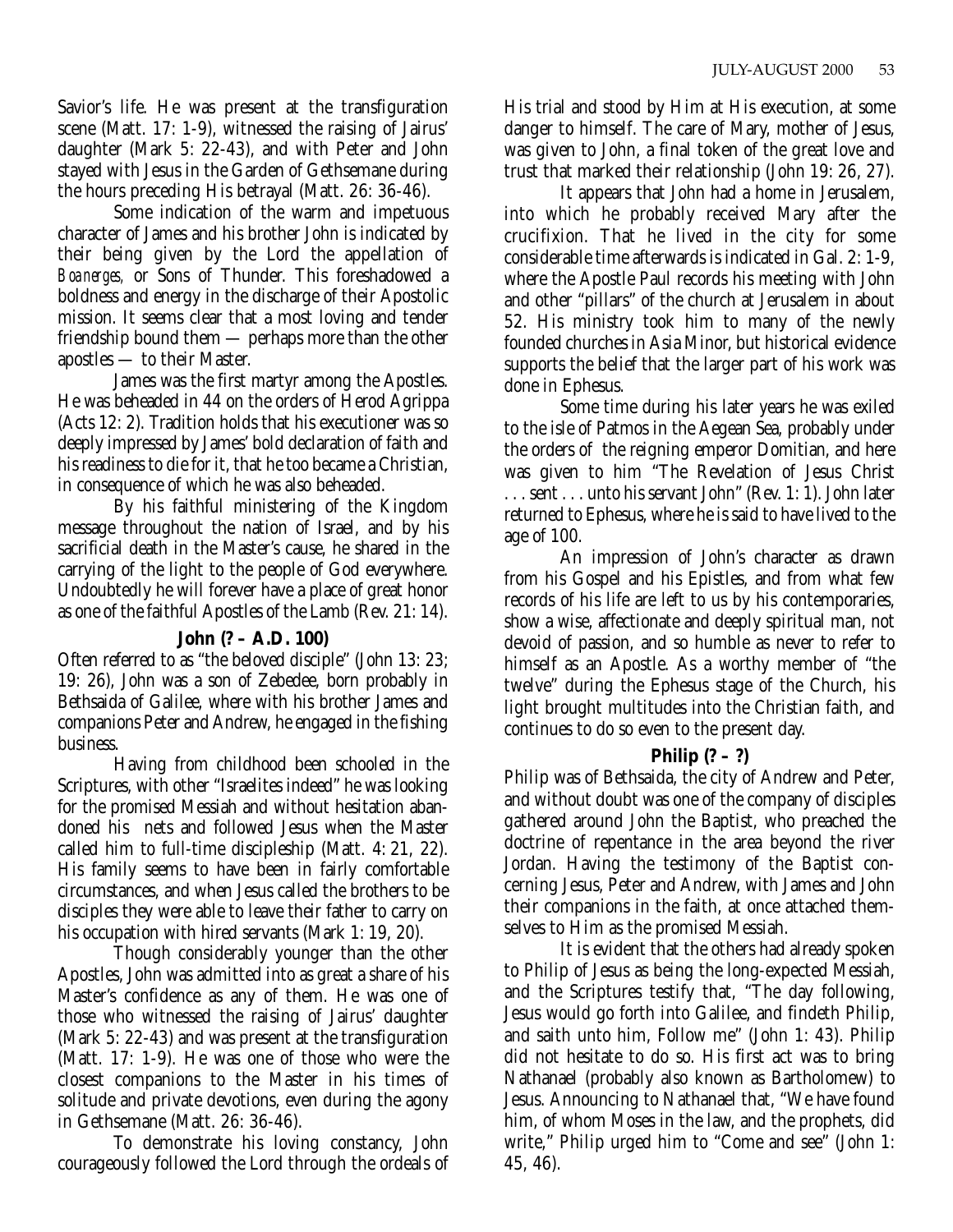Savior's life. He was present at the transfiguration scene (Matt. 17: 1-9), witnessed the raising of Jairus' daughter (Mark 5: 22-43), and with Peter and John stayed with Jesus in the Garden of Gethsemane during the hours preceding His betrayal (Matt. 26: 36-46).

Some indication of the warm and impetuous character of James and his brother John is indicated by their being given by the Lord the appellation of *Boanerges,* or Sons of Thunder. This foreshadowed a boldness and energy in the discharge of their Apostolic mission. It seems clear that a most loving and tender friendship bound them — perhaps more than the other apostles — to their Master.

James was the first martyr among the Apostles. He was beheaded in 44 on the orders of Herod Agrippa (Acts 12: 2). Tradition holds that his executioner was so deeply impressed by James' bold declaration of faith and his readiness to die for it, that he too became a Christian, in consequence of which he was also beheaded.

By his faithful ministering of the Kingdom message throughout the nation of Israel, and by his sacrificial death in the Master's cause, he shared in the carrying of the light to the people of God everywhere. Undoubtedly he will forever have a place of great honor as one of the faithful Apostles of the Lamb (Rev. 21: 14).

**John (? – A.D. 100)**

Often referred to as "the beloved disciple" (John 13: 23; 19: 26), John was a son of Zebedee, born probably in Bethsaida of Galilee, where with his brother James and companions Peter and Andrew, he engaged in the fishing business.

Having from childhood been schooled in the Scriptures, with other "Israelites indeed" he was looking for the promised Messiah and without hesitation abandoned his nets and followed Jesus when the Master called him to full-time discipleship (Matt. 4: 21, 22). His family seems to have been in fairly comfortable circumstances, and when Jesus called the brothers to be disciples they were able to leave their father to carry on his occupation with hired servants (Mark 1: 19, 20).

Though considerably younger than the other Apostles, John was admitted into as great a share of his Master's confidence as any of them. He was one of those who witnessed the raising of Jairus' daughter (Mark 5: 22-43) and was present at the transfiguration (Matt. 17: 1-9). He was one of those who were the closest companions to the Master in his times of solitude and private devotions, even during the agony in Gethsemane (Matt. 26: 36-46).

To demonstrate his loving constancy, John courageously followed the Lord through the ordeals of His trial and stood by Him at His execution, at some danger to himself. The care of Mary, mother of Jesus, was given to John, a final token of the great love and trust that marked their relationship (John 19: 26, 27).

It appears that John had a home in Jerusalem, into which he probably received Mary after the crucifixion. That he lived in the city for some considerable time afterwards is indicated in Gal. 2: 1-9, where the Apostle Paul records his meeting with John and other "pillars" of the church at Jerusalem in about 52. His ministry took him to many of the newly founded churches in Asia Minor, but historical evidence supports the belief that the larger part of his work was done in Ephesus.

Some time during his later years he was exiled to the isle of Patmos in the Aegean Sea, probably under the orders of the reigning emperor Domitian, and here was given to him "The Revelation of Jesus Christ . . . sent . . . unto his servant John" (Rev. 1: 1). John later returned to Ephesus, where he is said to have lived to the age of 100.

An impression of John's character as drawn from his Gospel and his Epistles, and from what few records of his life are left to us by his contemporaries, show a wise, affectionate and deeply spiritual man, not devoid of passion, and so humble as never to refer to himself as an Apostle. As a worthy member of "the twelve" during the Ephesus stage of the Church, his light brought multitudes into the Christian faith, and continues to do so even to the present day.

**Philip (? – ?)**

Philip was of Bethsaida, the city of Andrew and Peter, and without doubt was one of the company of disciples gathered around John the Baptist, who preached the doctrine of repentance in the area beyond the river Jordan. Having the testimony of the Baptist concerning Jesus, Peter and Andrew, with James and John their companions in the faith, at once attached themselves to Him as the promised Messiah.

It is evident that the others had already spoken to Philip of Jesus as being the long-expected Messiah, and the Scriptures testify that, "The day following, Jesus would go forth into Galilee, and findeth Philip, and saith unto him, Follow me" (John 1: 43). Philip did not hesitate to do so. His first act was to bring Nathanael (probably also known as Bartholomew) to Jesus. Announcing to Nathanael that, "We have found him, of whom Moses in the law, and the prophets, did write," Philip urged him to "Come and see" (John 1: 45, 46).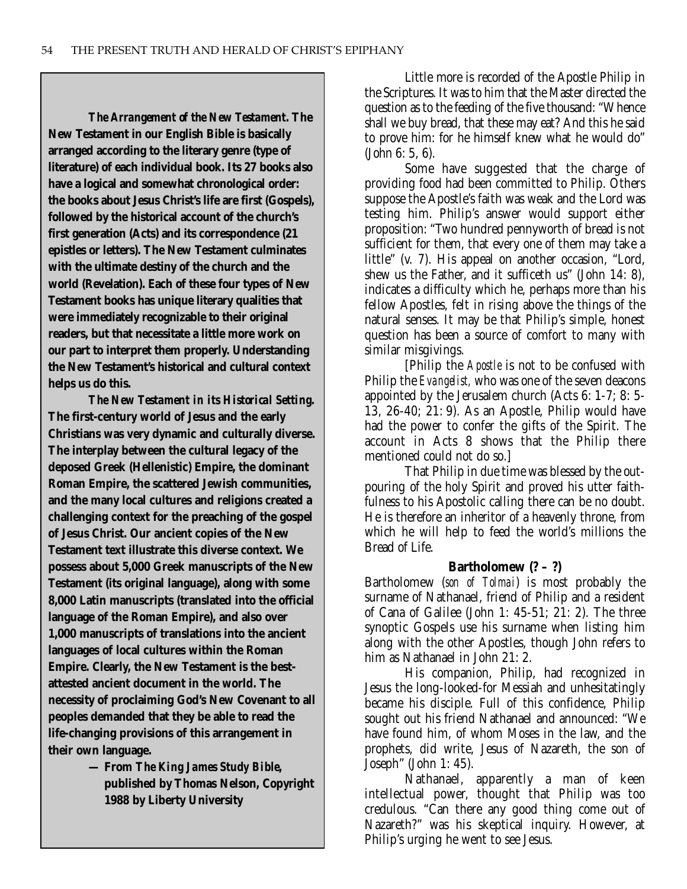***The Arrangement of the New Testament*. The New Testament in our English Bible is basically arranged according to the literary genre (type of literature) of each individual book. Its 27 books also have a logical and somewhat chronological order: the books about Jesus Christ's life are first (Gospels), followed by the historical account of the church's first generation (Acts) and its correspondence (21 epistles or letters). The New Testament culminates with the ultimate destiny of the church and the world (Revelation). Each of these four types of New Testament books has unique literary qualities that were immediately recognizable to their original readers, but that necessitate a little more work on our part to interpret them properly. Understanding the New Testament's historical and cultural context helps us do this.**

***The New Testament in its Historical Setting*. The first-century world of Jesus and the early Christians was very dynamic and culturally diverse. The interplay between the cultural legacy of the deposed Greek (Hellenistic) Empire, the dominant Roman Empire, the scattered Jewish communities, and the many local cultures and religions created a challenging context for the preaching of the gospel of Jesus Christ. Our ancient copies of the New Testament text illustrate this diverse context. We possess about 5,000 Greek manuscripts of the New Testament (its original language), along with some 8,000 Latin manuscripts (translated into the official language of the Roman Empire), and also over 1,000 manuscripts of translations into the ancient languages of local cultures within the Roman Empire. Clearly, the New Testament is the best-attested ancient document in the world. The necessity of proclaiming God's New Covenant to all peoples demanded that they be able to read the life-changing provisions of this arrangement in their own language.**

**— From *The King James Study Bible*, published by Thomas Nelson, Copyright 1988 by Liberty University**

Little more is recorded of the Apostle Philip in the Scriptures. It was to him that the Master directed the question as to the feeding of the five thousand: "Whence shall we buy bread, that these may eat? And this he said to prove him: for he himself knew what he would do" (John 6: 5, 6).

Some have suggested that the charge of providing food had been committed to Philip. Others suppose the Apostle's faith was weak and the Lord was testing him. Philip's answer would support either proposition: "Two hundred pennyworth of bread is not sufficient for them, that every one of them may take a little" (v. 7). His appeal on another occasion, "Lord, shew us the Father, and it sufficeth us" (John 14: 8), indicates a difficulty which he, perhaps more than his fellow Apostles, felt in rising above the things of the natural senses. It may be that Philip's simple, honest question has been a source of comfort to many with similar misgivings.

[Philip the *Apostle* is not to be confused with Philip the *Evangelist,* who was one of the seven deacons appointed by the Jerusalem church (Acts 6: 1-7; 8: 5-13, 26-40; 21: 9). As an Apostle, Philip would have had the power to confer the gifts of the Spirit. The account in Acts 8 shows that the Philip there mentioned could not do so.]

That Philip in due time was blessed by the outpouring of the holy Spirit and proved his utter faithfulness to his Apostolic calling there can be no doubt. He is therefore an inheritor of a heavenly throne, from which he will help to feed the world's millions the Bread of Life.

### Bartholomew (? – ?)

Bartholomew (*son of Tolmai*) is most probably the surname of Nathanael, friend of Philip and a resident of Cana of Galilee (John 1: 45-51; 21: 2). The three synoptic Gospels use his surname when listing him along with the other Apostles, though John refers to him as Nathanael in John 21: 2.

His companion, Philip, had recognized in Jesus the long-looked-for Messiah and unhesitatingly became his disciple. Full of this confidence, Philip sought out his friend Nathanael and announced: "We have found him, of whom Moses in the law, and the prophets, did write, Jesus of Nazareth, the son of Joseph" (John 1: 45).

Nathanael, apparently a man of keen intellectual power, thought that Philip was too credulous. "Can there any good thing come out of Nazareth?" was his skeptical inquiry. However, at Philip's urging he went to see Jesus.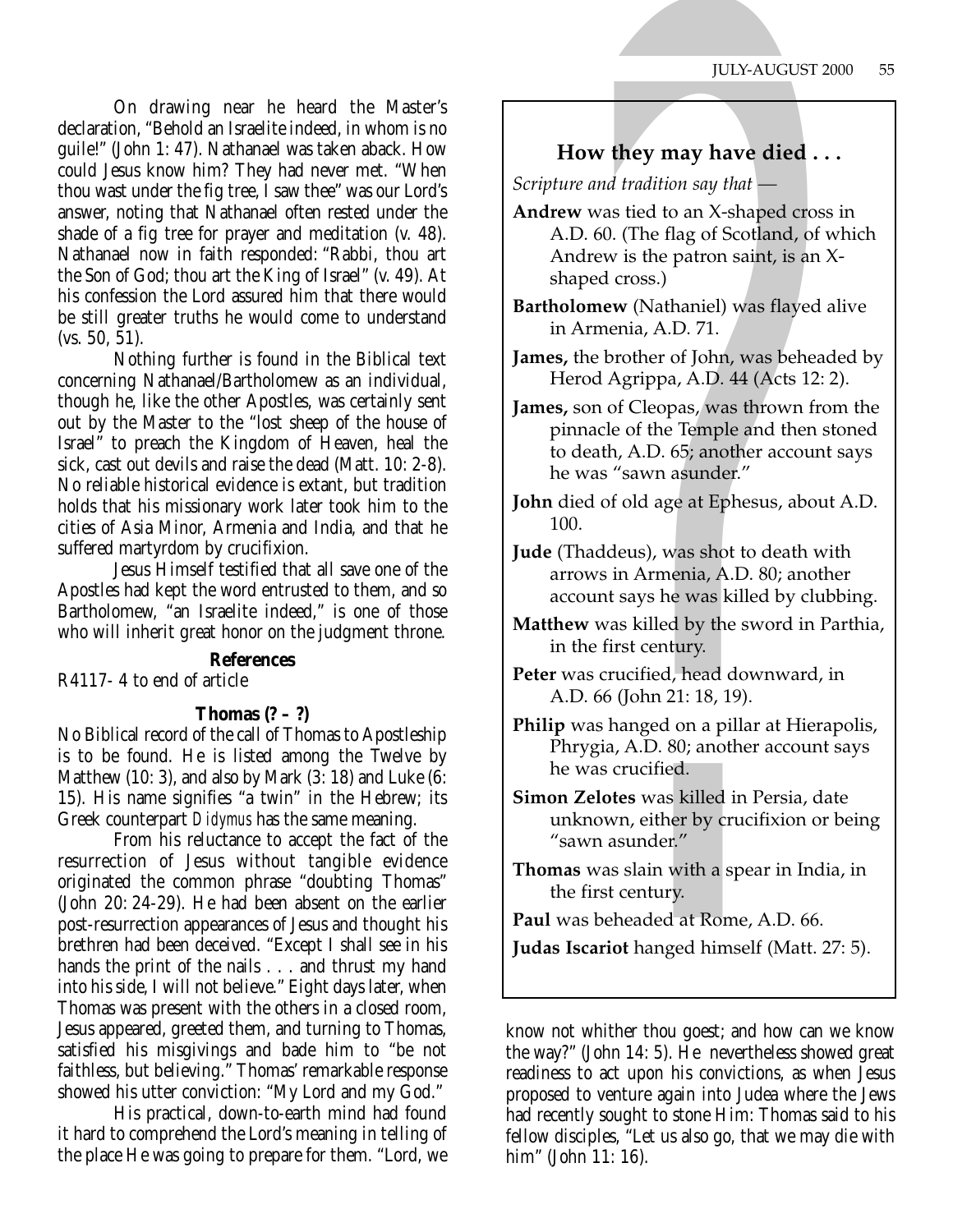On drawing near he heard the Master's declaration, "Behold an Israelite indeed, in whom is no guile!" (John 1: 47). Nathanael was taken aback. How could Jesus know him? They had never met. "When thou wast under the fig tree, I saw thee" was our Lord's answer, noting that Nathanael often rested under the shade of a fig tree for prayer and meditation (v. 48). Nathanael now in faith responded: "Rabbi, thou art the Son of God; thou art the King of Israel" (v. 49). At his confession the Lord assured him that there would be still greater truths he would come to understand (vs. 50, 51).

Nothing further is found in the Biblical text concerning Nathanael/Bartholomew as an individual, though he, like the other Apostles, was certainly sent out by the Master to the "lost sheep of the house of Israel" to preach the Kingdom of Heaven, heal the sick, cast out devils and raise the dead (Matt. 10: 2-8). No reliable historical evidence is extant, but tradition holds that his missionary work later took him to the cities of Asia Minor, Armenia and India, and that he suffered martyrdom by crucifixion.

Jesus Himself testified that all save one of the Apostles had kept the word entrusted to them, and so Bartholomew, "an Israelite indeed," is one of those who will inherit great honor on the judgment throne.

**References**

R4117- 4 to end of article

### Thomas (? – ?)

No Biblical record of the call of Thomas to Apostleship is to be found. He is listed among the Twelve by Matthew (10: 3), and also by Mark (3: 18) and Luke (6: 15). His name signifies "a twin" in the Hebrew; its Greek counterpart *Didymus* has the same meaning.

From his reluctance to accept the fact of the resurrection of Jesus without tangible evidence originated the common phrase "doubting Thomas" (John 20: 24-29). He had been absent on the earlier post-resurrection appearances of Jesus and thought his brethren had been deceived. "Except I shall see in his hands the print of the nails . . . and thrust my hand into his side, I will not believe." Eight days later, when Thomas was present with the others in a closed room, Jesus appeared, greeted them, and turning to Thomas, satisfied his misgivings and bade him to "be not faithless, but believing." Thomas' remarkable response showed his utter conviction: "My Lord and my God."

His practical, down-to-earth mind had found it hard to comprehend the Lord's meaning in telling of the place He was going to prepare for them. "Lord, we know not whither thou goest; and how can we know the way?" (John 14: 5). He nevertheless showed great readiness to act upon his convictions, as when Jesus proposed to venture again into Judea where the Jews had recently sought to stone Him: Thomas said to his fellow disciples, "Let us also go, that we may die with him" (John 11: 16).

---

### How they may have died . . .

*Scripture and tradition say that —*

**Andrew** was tied to an X-shaped cross in A.D. 60. (The flag of Scotland, of which Andrew is the patron saint, is an X-shaped cross.)

**Bartholomew** (Nathaniel) was flayed alive in Armenia, A.D. 71.

**James,** the brother of John, was beheaded by Herod Agrippa, A.D. 44 (Acts 12: 2).

**James,** son of Cleopas, was thrown from the pinnacle of the Temple and then stoned to death, A.D. 65; another account says he was "sawn asunder."

**John** died of old age at Ephesus, about A.D. 100.

**Jude** (Thaddeus), was shot to death with arrows in Armenia, A.D. 80; another account says he was killed by clubbing.

**Matthew** was killed by the sword in Parthia, in the first century.

**Peter** was crucified, head downward, in A.D. 66 (John 21: 18, 19).

**Philip** was hanged on a pillar at Hierapolis, Phrygia, A.D. 80; another account says he was crucified.

**Simon Zelotes** was killed in Persia, date unknown, either by crucifixion or being "sawn asunder."

**Thomas** was slain with a spear in India, in the first century.

**Paul** was beheaded at Rome, A.D. 66.

**Judas Iscariot** hanged himself (Matt. 27: 5).

---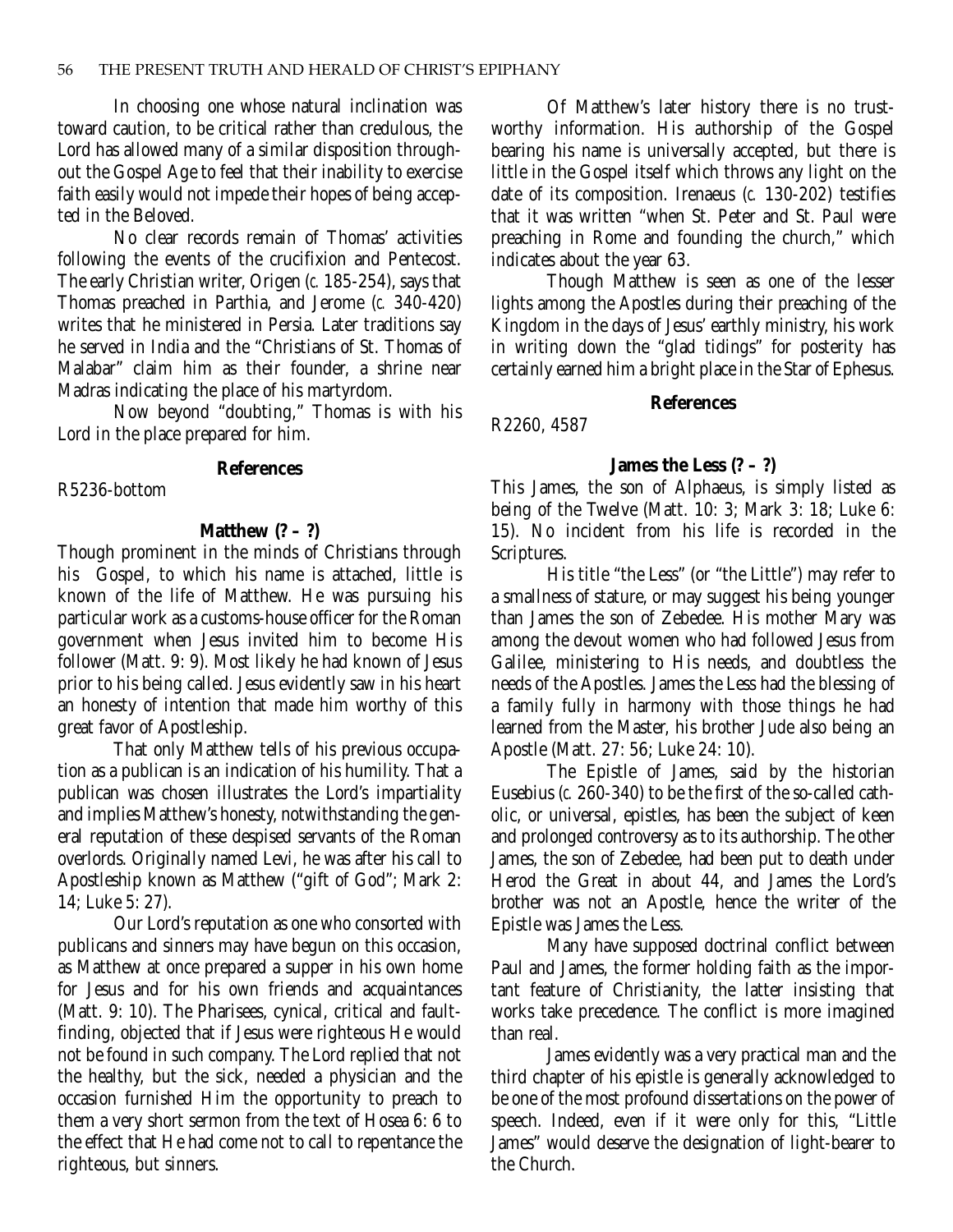In choosing one whose natural inclination was toward caution, to be critical rather than credulous, the Lord has allowed many of a similar disposition throughout the Gospel Age to feel that their inability to exercise faith easily would not impede their hopes of being accepted in the Beloved.

No clear records remain of Thomas' activities following the events of the crucifixion and Pentecost. The early Christian writer, Origen (*c.* 185-254), says that Thomas preached in Parthia, and Jerome (*c.* 340-420) writes that he ministered in Persia. Later traditions say he served in India and the "Christians of St. Thomas of Malabar" claim him as their founder, a shrine near Madras indicating the place of his martyrdom.

Now beyond "doubting," Thomas is with his Lord in the place prepared for him.

**References**

R5236-bottom

**Matthew (? – ?)**

Though prominent in the minds of Christians through his Gospel, to which his name is attached, little is known of the life of Matthew. He was pursuing his particular work as a customs-house officer for the Roman government when Jesus invited him to become His follower (Matt. 9: 9). Most likely he had known of Jesus prior to his being called. Jesus evidently saw in his heart an honesty of intention that made him worthy of this great favor of Apostleship.

That only Matthew tells of his previous occupation as a publican is an indication of his humility. That a publican was chosen illustrates the Lord's impartiality and implies Matthew's honesty, notwithstanding the general reputation of these despised servants of the Roman overlords. Originally named Levi, he was after his call to Apostleship known as Matthew ("gift of God"; Mark 2: 14; Luke 5: 27).

Our Lord's reputation as one who consorted with publicans and sinners may have begun on this occasion, as Matthew at once prepared a supper in his own home for Jesus and for his own friends and acquaintances (Matt. 9: 10). The Pharisees, cynical, critical and faultfinding, objected that if Jesus were righteous He would not be found in such company. The Lord replied that not the healthy, but the sick, needed a physician and the occasion furnished Him the opportunity to preach to them a very short sermon from the text of Hosea 6: 6 to the effect that He had come not to call to repentance the righteous, but sinners.

Of Matthew's later history there is no trustworthy information. His authorship of the Gospel bearing his name is universally accepted, but there is little in the Gospel itself which throws any light on the date of its composition. Irenaeus (*c.* 130-202) testifies that it was written "when St. Peter and St. Paul were preaching in Rome and founding the church," which indicates about the year 63.

Though Matthew is seen as one of the lesser lights among the Apostles during their preaching of the Kingdom in the days of Jesus' earthly ministry, his work in writing down the "glad tidings" for posterity has certainly earned him a bright place in the Star of Ephesus.

**References**

R2260, 4587

**James the Less (? – ?)**

This James, the son of Alphaeus, is simply listed as being of the Twelve (Matt. 10: 3; Mark 3: 18; Luke 6: 15). No incident from his life is recorded in the Scriptures.

His title "the Less" (or "the Little") may refer to a smallness of stature, or may suggest his being younger than James the son of Zebedee. His mother Mary was among the devout women who had followed Jesus from Galilee, ministering to His needs, and doubtless the needs of the Apostles. James the Less had the blessing of a family fully in harmony with those things he had learned from the Master, his brother Jude also being an Apostle (Matt. 27: 56; Luke 24: 10).

The Epistle of James, said by the historian Eusebius (*c.* 260-340) to be the first of the so-called catholic, or universal, epistles, has been the subject of keen and prolonged controversy as to its authorship. The other James, the son of Zebedee, had been put to death under Herod the Great in about 44, and James the Lord's brother was not an Apostle, hence the writer of the Epistle was James the Less.

Many have supposed doctrinal conflict between Paul and James, the former holding faith as the important feature of Christianity, the latter insisting that works take precedence. The conflict is more imagined than real.

James evidently was a very practical man and the third chapter of his epistle is generally acknowledged to be one of the most profound dissertations on the power of speech. Indeed, even if it were only for this, "Little James" would deserve the designation of light-bearer to the Church.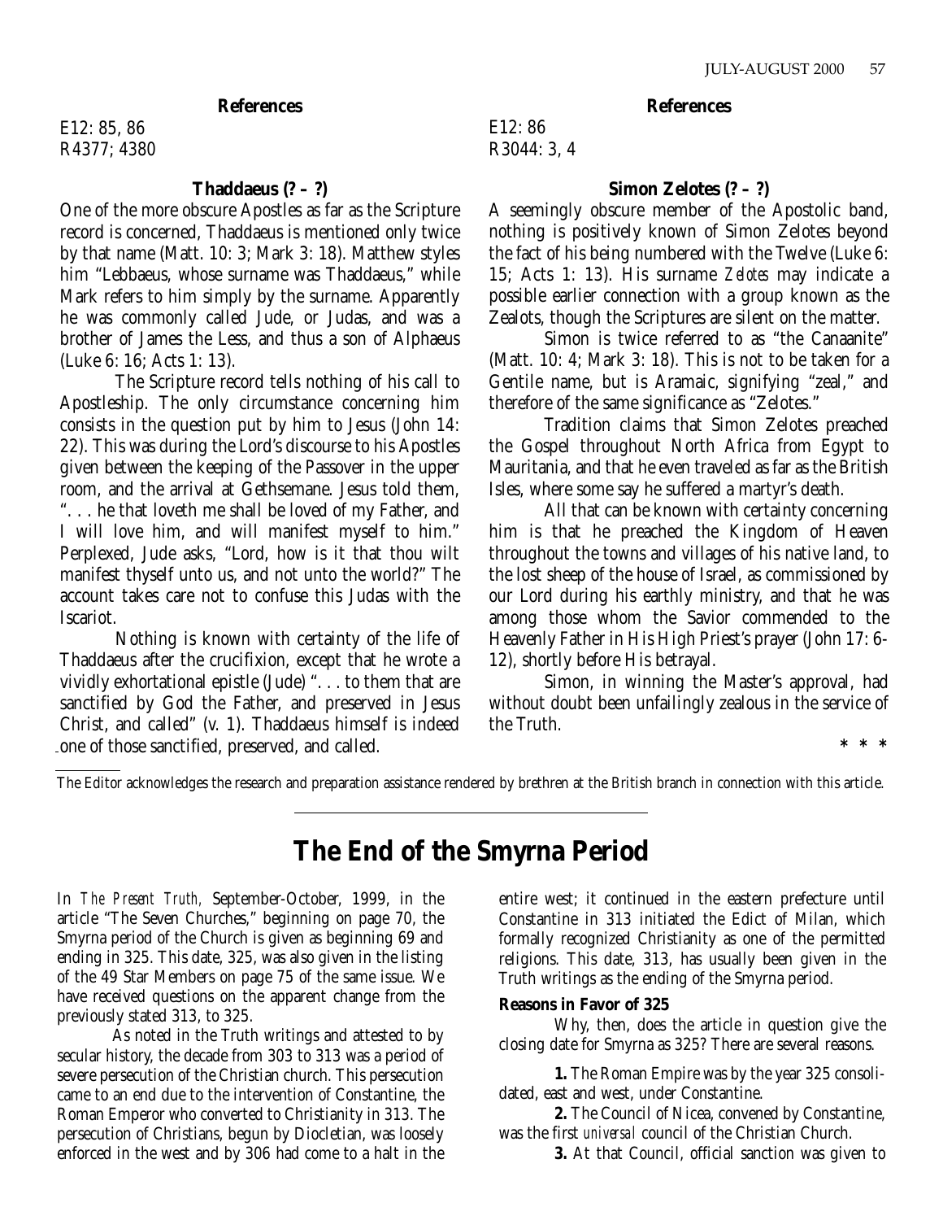**References**

E12: 85, 86
R4377; 4380

**Thaddaeus (? – ?)**

One of the more obscure Apostles as far as the Scripture record is concerned, Thaddaeus is mentioned only twice by that name (Matt. 10: 3; Mark 3: 18). Matthew styles him "Lebbaeus, whose surname was Thaddaeus," while Mark refers to him simply by the surname. Apparently he was commonly called Jude, or Judas, and was a brother of James the Less, and thus a son of Alphaeus (Luke 6: 16; Acts 1: 13).

The Scripture record tells nothing of his call to Apostleship. The only circumstance concerning him consists in the question put by him to Jesus (John 14: 22). This was during the Lord's discourse to his Apostles given between the keeping of the Passover in the upper room, and the arrival at Gethsemane. Jesus told them, ". . . he that loveth me shall be loved of my Father, and I will love him, and will manifest myself to him." Perplexed, Jude asks, "Lord, how is it that thou wilt manifest thyself unto us, and not unto the world?" The account takes care not to confuse this Judas with the Iscariot.

Nothing is known with certainty of the life of Thaddaeus after the crucifixion, except that he wrote a vividly exhortational epistle (Jude) ". . . to them that are sanctified by God the Father, and preserved in Jesus Christ, and called" (v. 1). Thaddaeus himself is indeed one of those sanctified, preserved, and called.

**References**

E12: 86
R3044: 3, 4

**Simon Zelotes (? – ?)**

A seemingly obscure member of the Apostolic band, nothing is positively known of Simon Zelotes beyond the fact of his being numbered with the Twelve (Luke 6: 15; Acts 1: 13). His surname *Zelotes* may indicate a possible earlier connection with a group known as the Zealots, though the Scriptures are silent on the matter.

Simon is twice referred to as "the Canaanite" (Matt. 10: 4; Mark 3: 18). This is not to be taken for a Gentile name, but is Aramaic, signifying "zeal," and therefore of the same significance as "Zelotes."

Tradition claims that Simon Zelotes preached the Gospel throughout North Africa from Egypt to Mauritania, and that he even traveled as far as the British Isles, where some say he suffered a martyr's death.

All that can be known with certainty concerning him is that he preached the Kingdom of Heaven throughout the towns and villages of his native land, to the lost sheep of the house of Israel, as commissioned by our Lord during his earthly ministry, and that he was among those whom the Savior commended to the Heavenly Father in His High Priest's prayer (John 17: 6-12), shortly before His betrayal.

Simon, in winning the Master's approval, had without doubt been unfailingly zealous in the service of the Truth.

\* \* \*

The Editor acknowledges the research and preparation assistance rendered by brethren at the British branch in connection with this article.

# The End of the Smyrna Period

In *The Present Truth,* September-October, 1999, in the article "The Seven Churches," beginning on page 70, the Smyrna period of the Church is given as beginning 69 and ending in 325. This date, 325, was also given in the listing of the 49 Star Members on page 75 of the same issue. We have received questions on the apparent change from the previously stated 313, to 325.

As noted in the Truth writings and attested to by secular history, the decade from 303 to 313 was a period of severe persecution of the Christian church. This persecution came to an end due to the intervention of Constantine, the Roman Emperor who converted to Christianity in 313. The persecution of Christians, begun by Diocletian, was loosely enforced in the west and by 306 had come to a halt in the entire west; it continued in the eastern prefecture until Constantine in 313 initiated the Edict of Milan, which formally recognized Christianity as one of the permitted religions. This date, 313, has usually been given in the Truth writings as the ending of the Smyrna period.

**Reasons in Favor of 325**

Why, then, does the article in question give the closing date for Smyrna as 325? There are several reasons.

**1.** The Roman Empire was by the year 325 consolidated, east and west, under Constantine.

**2.** The Council of Nicea, convened by Constantine, was the first *universal* council of the Christian Church.

**3.** At that Council, official sanction was given to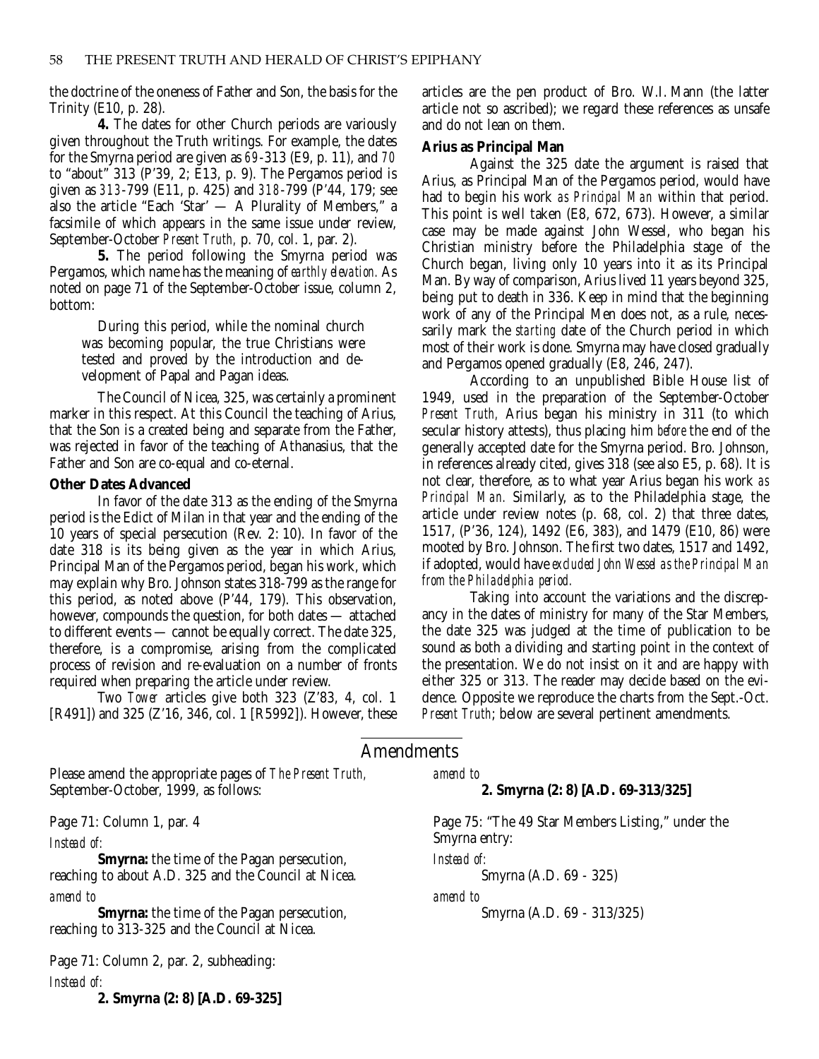the doctrine of the oneness of Father and Son, the basis for the Trinity (E10, p. 28).

**4.** The dates for other Church periods are variously given throughout the Truth writings. For example, the dates for the Smyrna period are given as *69*-313 (E9, p. 11), and *70* to "about" 313 (P'39, 2; E13, p. 9). The Pergamos period is given as *313*-799 (E11, p. 425) and *318*-799 (P'44, 179; see also the article "Each 'Star' — A Plurality of Members," a facsimile of which appears in the same issue under review, September-October *Present Truth,* p. 70, col. 1, par. 2).

**5.** The period following the Smyrna period was Pergamos, which name has the meaning of *earthly elevation.* As noted on page 71 of the September-October issue, column 2, bottom:

> During this period, while the nominal church was becoming popular, the true Christians were tested and proved by the introduction and development of Papal and Pagan ideas.

The Council of Nicea, 325, was certainly a prominent marker in this respect. At this Council the teaching of Arius, that the Son is a created being and separate from the Father, was rejected in favor of the teaching of Athanasius, that the Father and Son are co-equal and co-eternal.

**Other Dates Advanced**

In favor of the date 313 as the ending of the Smyrna period is the Edict of Milan in that year and the ending of the 10 years of special persecution (Rev. 2: 10). In favor of the date 318 is its being given as the year in which Arius, Principal Man of the Pergamos period, began his work, which may explain why Bro. Johnson states 318-799 as the range for this period, as noted above (P'44, 179). This observation, however, compounds the question, for both dates — attached to different events — cannot be equally correct. The date 325, therefore, is a compromise, arising from the complicated process of revision and re-evaluation on a number of fronts required when preparing the article under review.

Two *Tower* articles give both 323 (Z'83, 4, col. 1 [R491]) and 325 (Z'16, 346, col. 1 [R5992]). However, these articles are the pen product of Bro. W.I. Mann (the latter article not so ascribed); we regard these references as unsafe and do not lean on them.

**Arius as Principal Man**

Against the 325 date the argument is raised that Arius, as Principal Man of the Pergamos period, would have had to begin his work *as Principal Man* within that period. This point is well taken (E8, 672, 673). However, a similar case may be made against John Wessel, who began his Christian ministry before the Philadelphia stage of the Church began, living only 10 years into it as its Principal Man. By way of comparison, Arius lived 11 years beyond 325, being put to death in 336. Keep in mind that the beginning work of any of the Principal Men does not, as a rule, necessarily mark the *starting* date of the Church period in which most of their work is done. Smyrna may have closed gradually and Pergamos opened gradually (E8, 246, 247).

According to an unpublished Bible House list of 1949, used in the preparation of the September-October *Present Truth,* Arius began his ministry in 311 (to which secular history attests), thus placing him *before* the end of the generally accepted date for the Smyrna period. Bro. Johnson, in references already cited, gives 318 (see also E5, p. 68). It is not clear, therefore, as to what year Arius began his work *as Principal Man.* Similarly, as to the Philadelphia stage, the article under review notes (p. 68, col. 2) that three dates, 1517, (P'36, 124), 1492 (E6, 383), and 1479 (E10, 86) were mooted by Bro. Johnson. The first two dates, 1517 and 1492, if adopted, would have *excluded John Wessel as the Principal Man from the Philadelphia period.*

Taking into account the variations and the discrepancy in the dates of ministry for many of the Star Members, the date 325 was judged at the time of publication to be sound as both a dividing and starting point in the context of the presentation. We do not insist on it and are happy with either 325 or 313. The reader may decide based on the evidence. Opposite we reproduce the charts from the Sept.-Oct. *Present Truth*; below are several pertinent amendments.

## Amendments

Please amend the appropriate pages of *The Present Truth,* September-October, 1999, as follows:

Page 71: Column 1, par. 4

*Instead of:*

**Smyrna:** the time of the Pagan persecution, reaching to about A.D. 325 and the Council at Nicea.

*amend to*

**Smyrna:** the time of the Pagan persecution, reaching to 313-325 and the Council at Nicea.

Page 71: Column 2, par. 2, subheading:

*Instead of:*

**2. Smyrna (2: 8) [A.D. 69-325]**

*amend to*

**2. Smyrna (2: 8) [A.D. 69-313/325]**

Page 75: "The 49 Star Members Listing," under the Smyrna entry:

*Instead of:*

Smyrna (A.D. 69 - 325)

*amend to*

Smyrna (A.D. 69 - 313/325)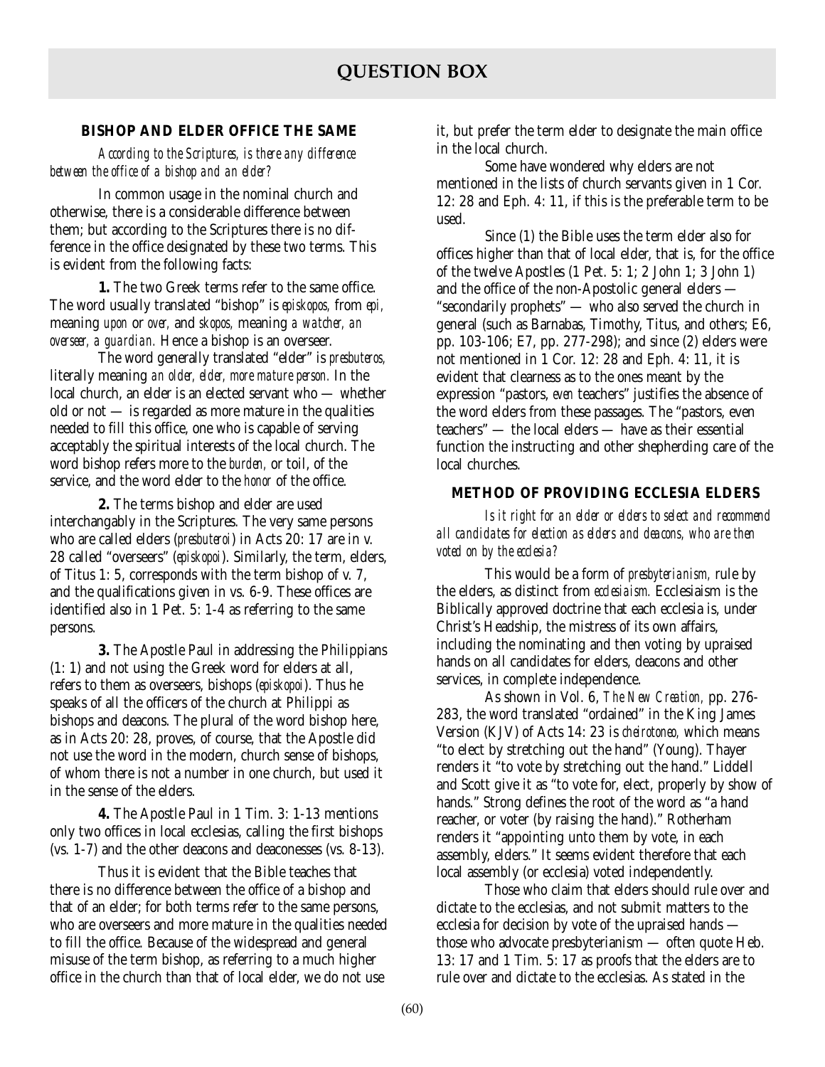# QUESTION BOX

## BISHOP AND ELDER OFFICE THE SAME

*According to the Scriptures, is there any difference between the office of a bishop and an elder?*

In common usage in the nominal church and otherwise, there is a considerable difference between them; but according to the Scriptures there is no difference in the office designated by these two terms. This is evident from the following facts:

**1.** The two Greek terms refer to the same office. The word usually translated "bishop" is *episkopos,* from *epi,* meaning *upon* or *over,* and *skopos,* meaning *a watcher, an overseer, a guardian.* Hence a bishop is an overseer.

The word generally translated "elder" is *presbuteros,* literally meaning *an older, elder, more mature person.* In the local church, an elder is an elected servant who — whether old or not — is regarded as more mature in the qualities needed to fill this office, one who is capable of serving acceptably the spiritual interests of the local church. The word bishop refers more to the *burden,* or toil, of the service, and the word elder to the *honor* of the office.

**2.** The terms bishop and elder are used interchangably in the Scriptures. The very same persons who are called elders (*presbuteroi*) in Acts 20: 17 are in v. 28 called "overseers" (*episkopoi*). Similarly, the term, elders, of Titus 1: 5, corresponds with the term bishop of v. 7, and the qualifications given in vs. 6-9. These offices are identified also in 1 Pet. 5: 1-4 as referring to the same persons.

**3.** The Apostle Paul in addressing the Philippians (1: 1) and not using the Greek word for elders at all, refers to them as overseers, bishops (*episkopoi*). Thus he speaks of all the officers of the church at Philippi as bishops and deacons. The plural of the word bishop here, as in Acts 20: 28, proves, of course, that the Apostle did not use the word in the modern, church sense of bishops, of whom there is not a number in one church, but used it in the sense of the elders.

**4.** The Apostle Paul in 1 Tim. 3: 1-13 mentions only two offices in local ecclesias, calling the first bishops (vs. 1-7) and the other deacons and deaconesses (vs. 8-13).

Thus it is evident that the Bible teaches that there is no difference between the office of a bishop and that of an elder; for both terms refer to the same persons, who are overseers and more mature in the qualities needed to fill the office. Because of the widespread and general misuse of the term bishop, as referring to a much higher office in the church than that of local elder, we do not use it, but prefer the term elder to designate the main office in the local church.

Some have wondered why elders are not mentioned in the lists of church servants given in 1 Cor. 12: 28 and Eph. 4: 11, if this is the preferable term to be used.

Since (1) the Bible uses the term elder also for offices higher than that of local elder, that is, for the office of the twelve Apostles (1 Pet. 5: 1; 2 John 1; 3 John 1) and the office of the non-Apostolic general elders — "secondarily prophets" — who also served the church in general (such as Barnabas, Timothy, Titus, and others; E6, pp. 103-106; E7, pp. 277-298); and since (2) elders were not mentioned in 1 Cor. 12: 28 and Eph. 4: 11, it is evident that clearness as to the ones meant by the expression "pastors, *even* teachers" justifies the absence of the word elders from these passages. The "pastors, even teachers" — the local elders — have as their essential function the instructing and other shepherding care of the local churches.

## METHOD OF PROVIDING ECCLESIA ELDERS

*Is it right for an elder or elders to select and recommend all candidates for election as elders and deacons, who are then voted on by the ecclesia?*

This would be a form of *presbyterianism,* rule by the elders, as distinct from *ecclesiaism.* Ecclesiaism is the Biblically approved doctrine that each ecclesia is, under Christ's Headship, the mistress of its own affairs, including the nominating and then voting by upraised hands on all candidates for elders, deacons and other services, in complete independence.

As shown in Vol. 6, *The New Creation,* pp. 276-283, the word translated "ordained" in the King James Version (KJV) of Acts 14: 23 is *cheirotoneo,* which means "to elect by stretching out the hand" (Young). Thayer renders it "to vote by stretching out the hand." Liddell and Scott give it as "to vote for, elect, properly by show of hands." Strong defines the root of the word as "a hand reacher, or voter (by raising the hand)." Rotherham renders it "appointing unto them by vote, in each assembly, elders." It seems evident therefore that each local assembly (or ecclesia) voted independently.

Those who claim that elders should rule over and dictate to the ecclesias, and not submit matters to the ecclesia for decision by vote of the upraised hands — those who advocate presbyterianism — often quote Heb. 13: 17 and 1 Tim. 5: 17 as proofs that the elders are to rule over and dictate to the ecclesias. As stated in the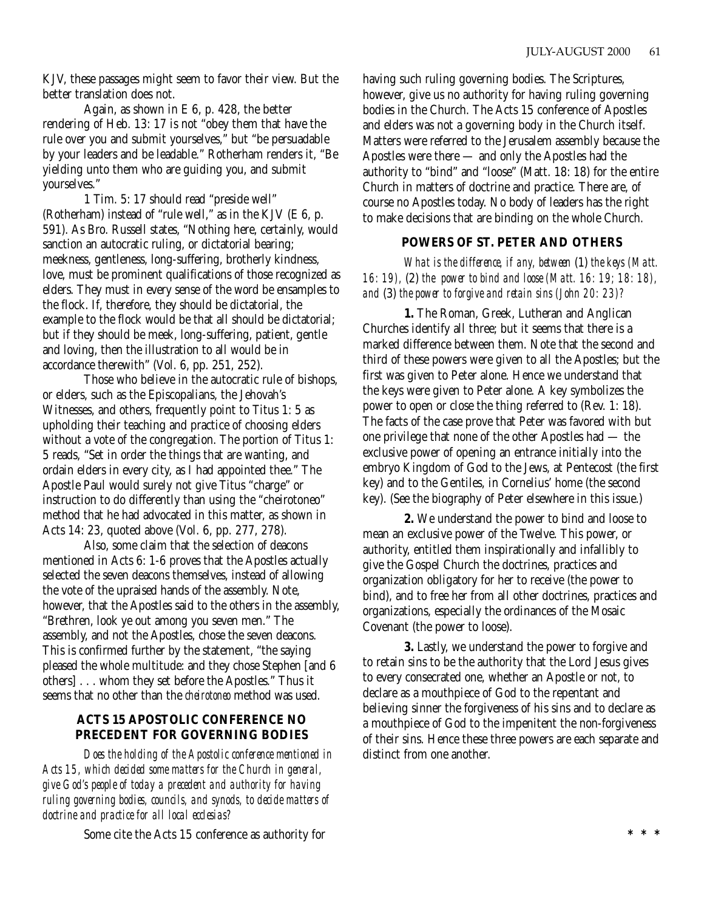KJV, these passages might seem to favor their view. But the better translation does not.

Again, as shown in E 6, p. 428, the better rendering of Heb. 13: 17 is not "obey them that have the rule over you and submit yourselves," but "be persuadable by your leaders and be leadable." Rotherham renders it, "Be yielding unto them who are guiding you, and submit yourselves."

1 Tim. 5: 17 should read "preside well" (Rotherham) instead of "rule well," as in the KJV (E 6, p. 591). As Bro. Russell states, "Nothing here, certainly, would sanction an autocratic ruling, or dictatorial bearing; meekness, gentleness, long-suffering, brotherly kindness, love, must be prominent qualifications of those recognized as elders. They must in every sense of the word be ensamples to the flock. If, therefore, they should be dictatorial, the example to the flock would be that all should be dictatorial; but if they should be meek, long-suffering, patient, gentle and loving, then the illustration to all would be in accordance therewith" (Vol. 6, pp. 251, 252).

Those who believe in the autocratic rule of bishops, or elders, such as the Episcopalians, the Jehovah's Witnesses, and others, frequently point to Titus 1: 5 as upholding their teaching and practice of choosing elders without a vote of the congregation. The portion of Titus 1: 5 reads, "Set in order the things that are wanting, and ordain elders in every city, as I had appointed thee." The Apostle Paul would surely not give Titus "charge" or instruction to do differently than using the "cheirotoneo" method that he had advocated in this matter, as shown in Acts 14: 23, quoted above (Vol. 6, pp. 277, 278).

Also, some claim that the selection of deacons mentioned in Acts 6: 1-6 proves that the Apostles actually selected the seven deacons themselves, instead of allowing the vote of the upraised hands of the assembly. Note, however, that the Apostles said to the others in the assembly, "Brethren, look ye out among you seven men." The assembly, and not the Apostles, chose the seven deacons. This is confirmed further by the statement, "the saying pleased the whole multitude: and they chose Stephen [and 6 others] . . . whom they set before the Apostles." Thus it seems that no other than the *cheirotoneo* method was used.

## ACTS 15 APOSTOLIC CONFERENCE NO PRECEDENT FOR GOVERNING BODIES

*Does the holding of the Apostolic conference mentioned in Acts 15, which decided some matters for the Church in general, give God's people of today a precedent and authority for having ruling governing bodies, councils, and synods, to decide matters of doctrine and practice for all local ecclesias?*

Some cite the Acts 15 conference as authority for having such ruling governing bodies. The Scriptures, however, give us no authority for having ruling governing bodies in the Church. The Acts 15 conference of Apostles and elders was not a governing body in the Church itself. Matters were referred to the Jerusalem assembly because the Apostles were there — and only the Apostles had the authority to "bind" and "loose" (Matt. 18: 18) for the entire Church in matters of doctrine and practice. There are, of course no Apostles today. No body of leaders has the right to make decisions that are binding on the whole Church.

## POWERS OF ST. PETER AND OTHERS

*What is the difference, if any, between* (1) *the keys (Matt. 16: 19),* (2) *the power to bind and loose (Matt. 16: 19; 18: 18), and* (3) *the power to forgive and retain sins (John 20: 23)?*

**1.** The Roman, Greek, Lutheran and Anglican Churches identify all three; but it seems that there is a marked difference between them. Note that the second and third of these powers were given to all the Apostles; but the first was given to Peter alone. Hence we understand that the keys were given to Peter alone. A key symbolizes the power to open or close the thing referred to (Rev. 1: 18). The facts of the case prove that Peter was favored with but one privilege that none of the other Apostles had — the exclusive power of opening an entrance initially into the embryo Kingdom of God to the Jews, at Pentecost (the first key) and to the Gentiles, in Cornelius' home (the second key). (See the biography of Peter elsewhere in this issue.)

**2.** We understand the power to bind and loose to mean an exclusive power of the Twelve. This power, or authority, entitled them inspirationally and infallibly to give the Gospel Church the doctrines, practices and organization obligatory for her to receive (the power to bind), and to free her from all other doctrines, practices and organizations, especially the ordinances of the Mosaic Covenant (the power to loose).

**3.** Lastly, we understand the power to forgive and to retain sins to be the authority that the Lord Jesus gives to every consecrated one, whether an Apostle or not, to declare as a mouthpiece of God to the repentant and believing sinner the forgiveness of his sins and to declare as a mouthpiece of God to the impenitent the non-forgiveness of their sins. Hence these three powers are each separate and distinct from one another.

\* \* \*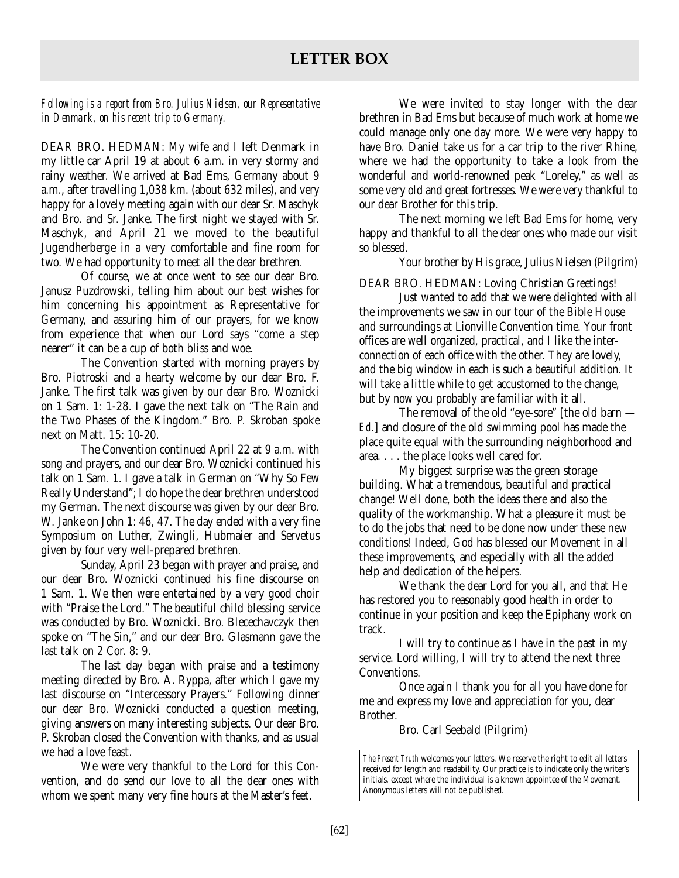## LETTER BOX

*Following is a report from Bro. Julius Nielsen, our Representative in Denmark, on his recent trip to Germany.*

DEAR BRO. HEDMAN: My wife and I left Denmark in my little car April 19 at about 6 a.m. in very stormy and rainy weather. We arrived at Bad Ems, Germany about 9 a.m., after travelling 1,038 km. (about 632 miles), and very happy for a lovely meeting again with our dear Sr. Maschyk and Bro. and Sr. Janke. The first night we stayed with Sr. Maschyk, and April 21 we moved to the beautiful Jugendherberge in a very comfortable and fine room for two. We had opportunity to meet all the dear brethren.

Of course, we at once went to see our dear Bro. Janusz Puzdrowski, telling him about our best wishes for him concerning his appointment as Representative for Germany, and assuring him of our prayers, for we know from experience that when our Lord says "come a step nearer" it can be a cup of both bliss and woe.

The Convention started with morning prayers by Bro. Piotroski and a hearty welcome by our dear Bro. F. Janke. The first talk was given by our dear Bro. Woznicki on 1 Sam. 1: 1-28. I gave the next talk on "The Rain and the Two Phases of the Kingdom." Bro. P. Skroban spoke next on Matt. 15: 10-20.

The Convention continued April 22 at 9 a.m. with song and prayers, and our dear Bro. Woznicki continued his talk on 1 Sam. 1. I gave a talk in German on "Why So Few Really Understand"; I do hope the dear brethren understood my German. The next discourse was given by our dear Bro. W. Janke on John 1: 46, 47. The day ended with a very fine Symposium on Luther, Zwingli, Hubmaier and Servetus given by four very well-prepared brethren.

Sunday, April 23 began with prayer and praise, and our dear Bro. Woznicki continued his fine discourse on 1 Sam. 1. We then were entertained by a very good choir with "Praise the Lord." The beautiful child blessing service was conducted by Bro. Woznicki. Bro. Blecechavczyk then spoke on "The Sin," and our dear Bro. Glasmann gave the last talk on 2 Cor. 8: 9.

The last day began with praise and a testimony meeting directed by Bro. A. Ryppa, after which I gave my last discourse on "Intercessory Prayers." Following dinner our dear Bro. Woznicki conducted a question meeting, giving answers on many interesting subjects. Our dear Bro. P. Skroban closed the Convention with thanks, and as usual we had a love feast.

We were very thankful to the Lord for this Convention, and do send our love to all the dear ones with whom we spent many very fine hours at the Master's feet.

We were invited to stay longer with the dear brethren in Bad Ems but because of much work at home we could manage only one day more. We were very happy to have Bro. Daniel take us for a car trip to the river Rhine, where we had the opportunity to take a look from the wonderful and world-renowned peak "Loreley," as well as some very old and great fortresses. We were very thankful to our dear Brother for this trip.

The next morning we left Bad Ems for home, very happy and thankful to all the dear ones who made our visit so blessed.

Your brother by His grace, Julius Nielsen (Pilgrim)

DEAR BRO. HEDMAN: Loving Christian Greetings!

Just wanted to add that we were delighted with all the improvements we saw in our tour of the Bible House and surroundings at Lionville Convention time. Your front offices are well organized, practical, and I like the interconnection of each office with the other. They are lovely, and the big window in each is such a beautiful addition. It will take a little while to get accustomed to the change, but by now you probably are familiar with it all.

The removal of the old "eye-sore" [the old barn — *Ed.*] and closure of the old swimming pool has made the place quite equal with the surrounding neighborhood and area. . . . the place looks well cared for.

My biggest surprise was the green storage building. What a tremendous, beautiful and practical change! Well done, both the ideas there and also the quality of the workmanship. What a pleasure it must be to do the jobs that need to be done now under these new conditions! Indeed, God has blessed our Movement in all these improvements, and especially with all the added help and dedication of the helpers.

We thank the dear Lord for you all, and that He has restored you to reasonably good health in order to continue in your position and keep the Epiphany work on track.

I will try to continue as I have in the past in my service. Lord willing, I will try to attend the next three Conventions.

Once again I thank you for all you have done for me and express my love and appreciation for you, dear Brother.

Bro. Carl Seebald (Pilgrim)

*The Present Truth* welcomes your letters. We reserve the right to edit all letters received for length and readability. Our practice is to indicate only the writer's initials, except where the individual is a known appointee of the Movement. Anonymous letters will not be published.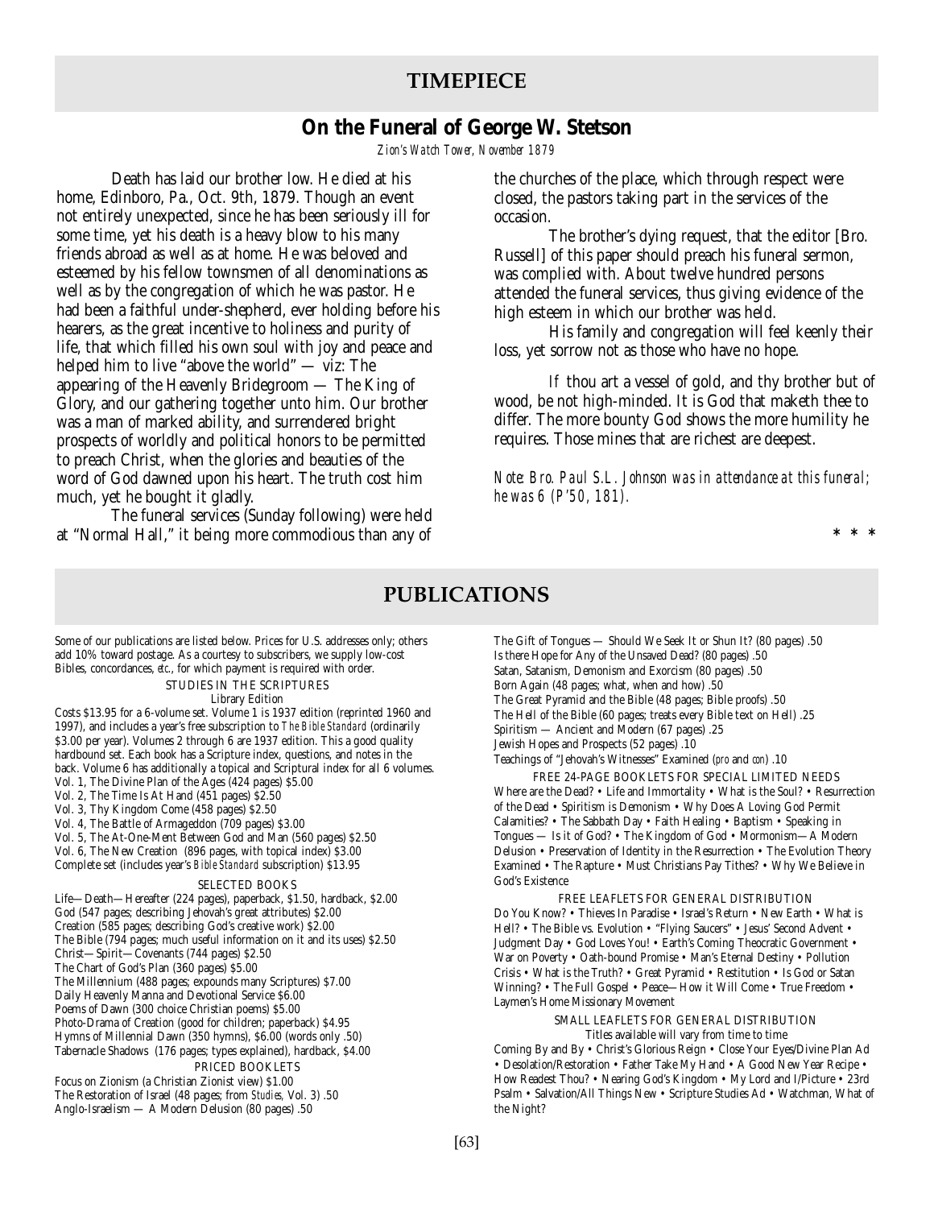## TIMEPIECE

### On the Funeral of George W. Stetson

*Zion's Watch Tower, November 1879*

Death has laid our brother low. He died at his home, Edinboro, Pa., Oct. 9th, 1879. Though an event not entirely unexpected, since he has been seriously ill for some time, yet his death is a heavy blow to his many friends abroad as well as at home. He was beloved and esteemed by his fellow townsmen of all denominations as well as by the congregation of which he was pastor. He had been a faithful under-shepherd, ever holding before his hearers, as the great incentive to holiness and purity of life, that which filled his own soul with joy and peace and helped him to live "above the world" — viz: The appearing of the Heavenly Bridegroom — The King of Glory, and our gathering together unto him. Our brother was a man of marked ability, and surrendered bright prospects of worldly and political honors to be permitted to preach Christ, when the glories and beauties of the word of God dawned upon his heart. The truth cost him much, yet he bought it gladly.

The funeral services (Sunday following) were held at "Normal Hall," it being more commodious than any of the churches of the place, which through respect were closed, the pastors taking part in the services of the occasion.

The brother's dying request, that the editor [Bro. Russell] of this paper should preach his funeral sermon, was complied with. About twelve hundred persons attended the funeral services, thus giving evidence of the high esteem in which our brother was held.

His family and congregation will feel keenly their loss, yet sorrow not as those who have no hope.

If thou art a vessel of gold, and thy brother but of wood, be not high-minded. It is God that maketh thee to differ. The more bounty God shows the more humility he requires. Those mines that are richest are deepest.

*Note: Bro. Paul S.L. Johnson was in attendance at this funeral; he was 6 (P'50, 181).*

\* \* \*

## PUBLICATIONS

Some of our publications are listed below. Prices for U.S. addresses only; others add 10% toward postage. As a courtesy to subscribers, we supply low-cost Bibles, concordances, *etc.*, for which payment is required with order.

STUDIES IN THE SCRIPTURES

Library Edition

Costs $13.95 for a 6-volume set. Volume 1 is 1937 edition (reprinted 1960 and 1997), and includes a year's free subscription to *The Bible Standard* (ordinarily $3.00 per year). Volumes 2 through 6 are 1937 edition. This a good quality hardbound set. Each book has a Scripture index, questions, and notes in the back. Volume 6 has additionally a topical and Scriptural index for all 6 volumes.

Vol. 1, The Divine Plan of the Ages (424 pages) $5.00
Vol. 2, The Time Is At Hand (451 pages) $2.50
Vol. 3, Thy Kingdom Come (458 pages) $2.50
Vol. 4, The Battle of Armageddon (709 pages) $3.00
Vol. 5, The At-One-Ment Between God and Man (560 pages) $2.50
Vol. 6, The New Creation (896 pages, with topical index) $3.00
Complete set (includes year's *Bible Standard* subscription) $13.95

SELECTED BOOKS

Life—Death—Hereafter (224 pages), paperback, $1.50, hardback, $2.00
God (547 pages; describing Jehovah's great attributes) $2.00
Creation (585 pages; describing God's creative work) $2.00
The Bible (794 pages; much useful information on it and its uses) $2.50
Christ—Spirit—Covenants (744 pages) $2.50
The Chart of God's Plan (360 pages) $5.00
The Millennium (488 pages; expounds many Scriptures) $7.00
Daily Heavenly Manna and Devotional Service $6.00
Poems of Dawn (300 choice Christian poems) $5.00
Photo-Drama of Creation (good for children; paperback) $4.95
Hymns of Millennial Dawn (350 hymns), $6.00 (words only .50)
Tabernacle Shadows (176 pages; types explained), hardback, $4.00

PRICED BOOKLETS

Focus on Zionism (a Christian Zionist view) $1.00
The Restoration of Israel (48 pages; from *Studies*, Vol. 3) .50
Anglo-Israelism — A Modern Delusion (80 pages) .50
The Gift of Tongues — Should We Seek It or Shun It? (80 pages) .50
Is there Hope for Any of the Unsaved Dead? (80 pages) .50
Satan, Satanism, Demonism and Exorcism (80 pages) .50
Born Again (48 pages; what, when and how) .50
The Great Pyramid and the Bible (48 pages; Bible proofs) .50
The Hell of the Bible (60 pages; treats every Bible text on Hell) .25
Spiritism — Ancient and Modern (67 pages) .25
Jewish Hopes and Prospects (52 pages) .10
Teachings of "Jehovah's Witnesses" Examined (*pro* and *con*) .10

FREE 24-PAGE BOOKLETS FOR SPECIAL LIMITED NEEDS

Where are the Dead? • Life and Immortality • What is the Soul? • Resurrection of the Dead • Spiritism is Demonism • Why Does A Loving God Permit Calamities? • The Sabbath Day • Faith Healing • Baptism • Speaking in Tongues — Is it of God? • The Kingdom of God • Mormonism—A Modern Delusion • Preservation of Identity in the Resurrection • The Evolution Theory Examined • The Rapture • Must Christians Pay Tithes? • Why We Believe in God's Existence

FREE LEAFLETS FOR GENERAL DISTRIBUTION

Do You Know? • Thieves In Paradise • Israel's Return • New Earth • What is Hell? • The Bible vs. Evolution • "Flying Saucers" • Jesus' Second Advent • Judgment Day • God Loves You! • Earth's Coming Theocratic Government • War on Poverty • Oath-bound Promise • Man's Eternal Destiny • Pollution Crisis • What is the Truth? • Great Pyramid • Restitution • Is God or Satan Winning? • The Full Gospel • Peace—How it Will Come • True Freedom • Laymen's Home Missionary Movement

SMALL LEAFLETS FOR GENERAL DISTRIBUTION

Titles available will vary from time to time

Coming By and By • Christ's Glorious Reign • Close Your Eyes/Divine Plan Ad • Desolation/Restoration • Father Take My Hand • A Good New Year Recipe • How Readest Thou? • Nearing God's Kingdom • My Lord and I/Picture • 23rd Psalm • Salvation/All Things New • Scripture Studies Ad • Watchman, What of the Night?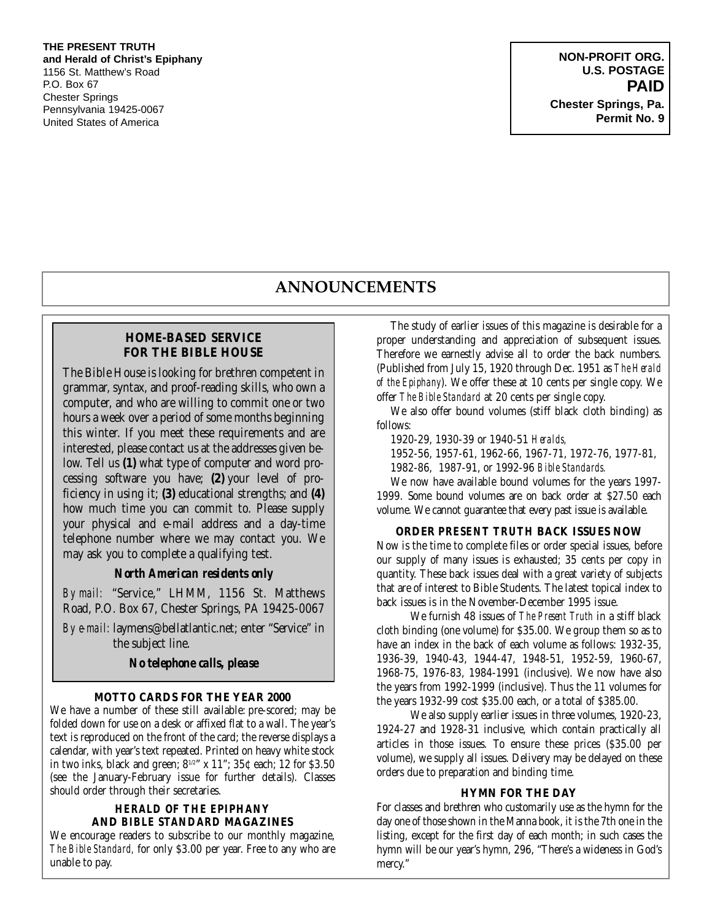**THE PRESENT TRUTH**
**and Herald of Christ's Epiphany**
1156 St. Matthew's Road
P.O. Box 67
Chester Springs
Pennsylvania 19425-0067
United States of America

**NON-PROFIT ORG.**
**U.S. POSTAGE**
**PAID**
**Chester Springs, Pa.**
**Permit No. 9**

# ANNOUNCEMENTS

**HOME-BASED SERVICE FOR THE BIBLE HOUSE**

The Bible House is looking for brethren competent in grammar, syntax, and proof-reading skills, who own a computer, and who are willing to commit one or two hours a week over a period of some months beginning this winter. If you meet these requirements and are interested, please contact us at the addresses given below. Tell us **(1)** what type of computer and word processing software you have; **(2)** your level of proficiency in using it; **(3)** educational strengths; and **(4)** how much time you can commit to. Please supply your physical and e-mail address and a day-time telephone number where we may contact you. We may ask you to complete a qualifying test.

***North American residents only***

*By mail:* "Service," LHMM, 1156 St. Matthews Road, P.O. Box 67, Chester Springs, PA 19425-0067

*By e-mail:* laymens@bellatlantic.net; enter "Service" in the subject line.

***No telephone calls, please***

**MOTTO CARDS FOR THE YEAR 2000**

We have a number of these still available: pre-scored; may be folded down for use on a desk or affixed flat to a wall. The year's text is reproduced on the front of the card; the reverse displays a calendar, with year's text repeated. Printed on heavy white stock in two inks, black and green; 8½" x 11"; 35¢ each; 12 for $3.50 (see the January-February issue for further details). Classes should order through their secretaries.

**HERALD OF THE EPIPHANY AND BIBLE STANDARD MAGAZINES**

We encourage readers to subscribe to our monthly magazine, *The Bible Standard*, for only $3.00 per year. Free to any who are unable to pay.

The study of earlier issues of this magazine is desirable for a proper understanding and appreciation of subsequent issues. Therefore we earnestly advise all to order the back numbers. (Published from July 15, 1920 through Dec. 1951 as *The Herald of the Epiphany*). We offer these at 10 cents per single copy. We offer *The Bible Standard* at 20 cents per single copy.

We also offer bound volumes (stiff black cloth binding) as follows:

1920-29, 1930-39 or 1940-51 *Heralds*,
1952-56, 1957-61, 1962-66, 1967-71, 1972-76, 1977-81, 1982-86, 1987-91, or 1992-96 *Bible Standards*.

We now have available bound volumes for the years 1997-1999. Some bound volumes are on back order at $27.50 each volume. We cannot guarantee that every past issue is available.

**ORDER PRESENT TRUTH BACK ISSUES NOW**

Now is the time to complete files or order special issues, before our supply of many issues is exhausted; 35 cents per copy in quantity. These back issues deal with a great variety of subjects that are of interest to Bible Students. The latest topical index to back issues is in the November-December 1995 issue.

We furnish 48 issues of *The Present Truth* in a stiff black cloth binding (one volume) for $35.00. We group them so as to have an index in the back of each volume as follows: 1932-35, 1936-39, 1940-43, 1944-47, 1948-51, 1952-59, 1960-67, 1968-75, 1976-83, 1984-1991 (inclusive). We now have also the years from 1992-1999 (inclusive). Thus the 11 volumes for the years 1932-99 cost $35.00 each, or a total of $385.00.

We also supply earlier issues in three volumes, 1920-23, 1924-27 and 1928-31 inclusive, which contain practically all articles in those issues. To ensure these prices ($35.00 per volume), we supply all issues. Delivery may be delayed on these orders due to preparation and binding time.

**HYMN FOR THE DAY**

For classes and brethren who customarily use as the hymn for the day one of those shown in the Manna book, it is the 7th one in the listing, except for the first day of each month; in such cases the hymn will be our year's hymn, 296, "There's a wideness in God's mercy."